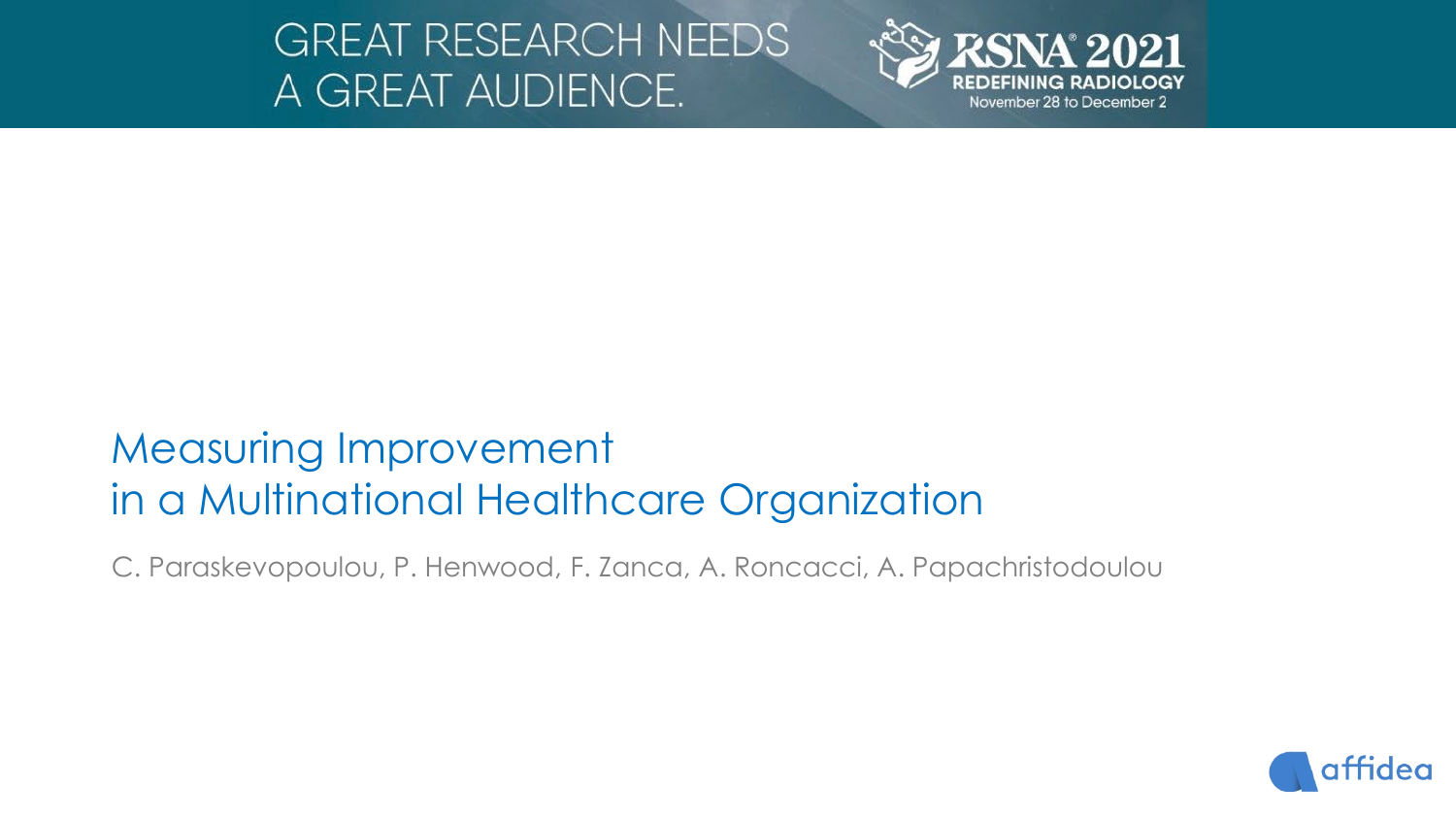GREAT RESEARCH NEEDS A GREAT AUDIENCE.

RSNA 2021 REDEFINING RADIOLOGY November 28 to December 2

# Measuring Improvement in a Multinational Healthcare Organization

C. Paraskevopoulou, P. Henwood, F. Zanca, A. Roncacci, A. Papachristodoulou

affidea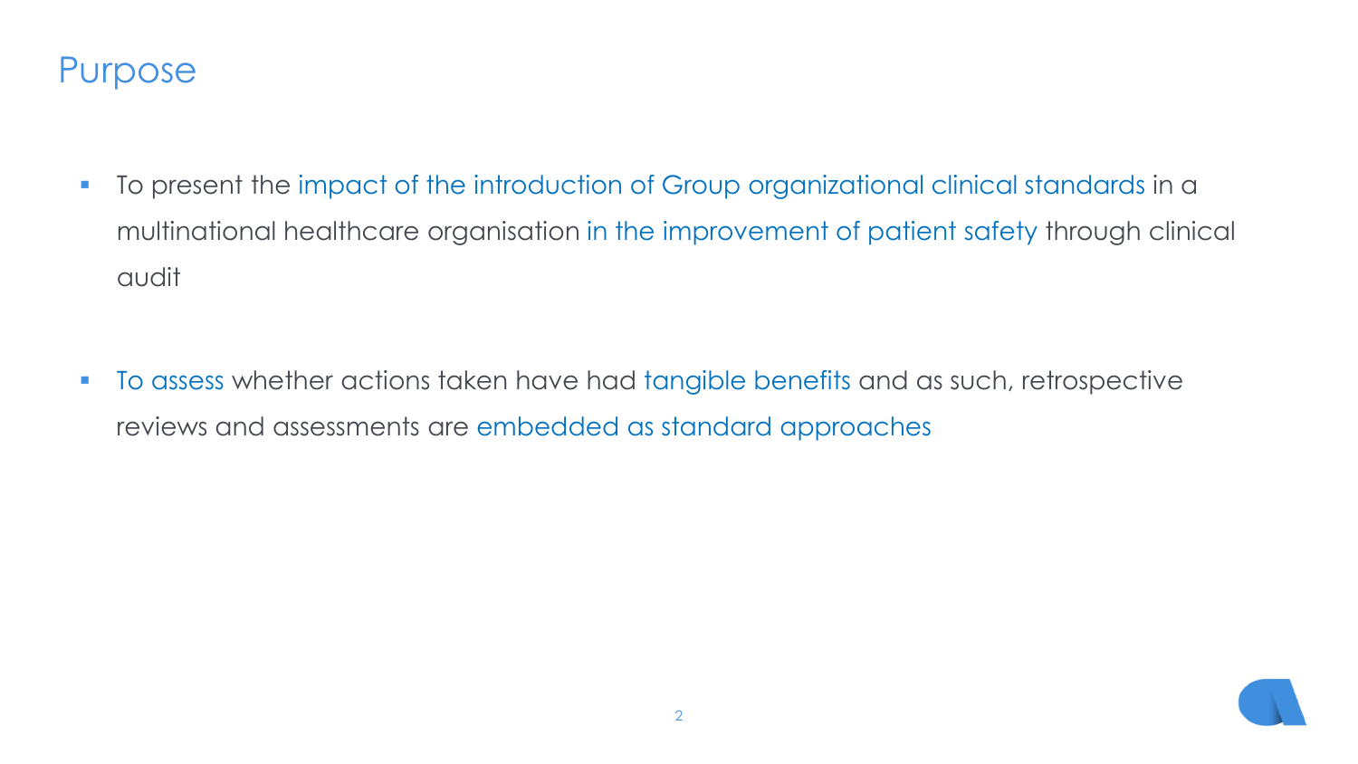# Purpose

- To present the impact of the introduction of Group organizational clinical standards in a multinational healthcare organisation in the improvement of patient safety through clinical audit

- To assess whether actions taken have had tangible benefits and as such, retrospective reviews and assessments are embedded as standard approaches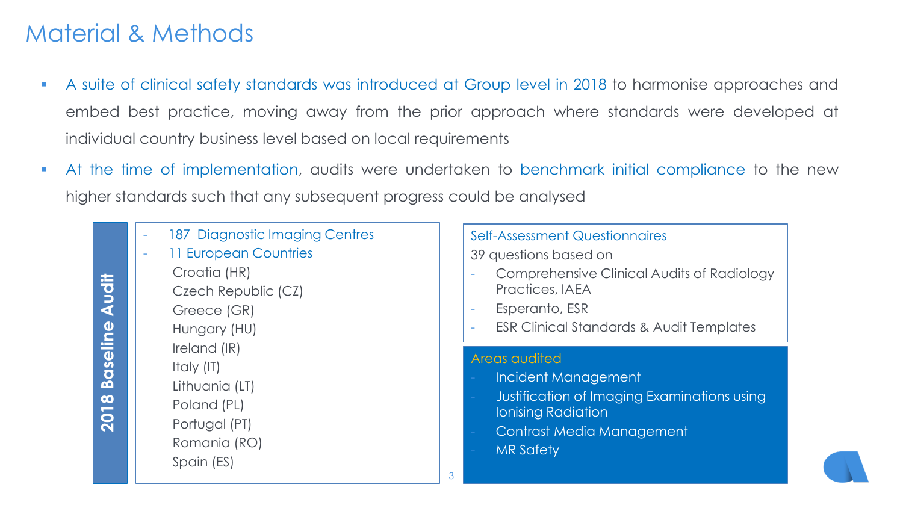# Material & Methods

- A suite of clinical safety standards was introduced at Group level in 2018 to harmonise approaches and embed best practice, moving away from the prior approach where standards were developed at individual country business level based on local requirements
- At the time of implementation, audits were undertaken to benchmark initial compliance to the new higher standards such that any subsequent progress could be analysed

## 2018 Baseline Audit

- 187 Diagnostic Imaging Centres
- 11 European Countries
  - Croatia (HR)
  - Czech Republic (CZ)
  - Greece (GR)
  - Hungary (HU)
  - Ireland (IR)
  - Italy (IT)
  - Lithuania (LT)
  - Poland (PL)
  - Portugal (PT)
  - Romania (RO)
  - Spain (ES)

### Self-Assessment Questionnaires

39 questions based on

- Comprehensive Clinical Audits of Radiology Practices, IAEA
- Esperanto, ESR
- ESR Clinical Standards & Audit Templates

### Areas audited

- Incident Management
- Justification of Imaging Examinations using Ionising Radiation
- Contrast Media Management
- MR Safety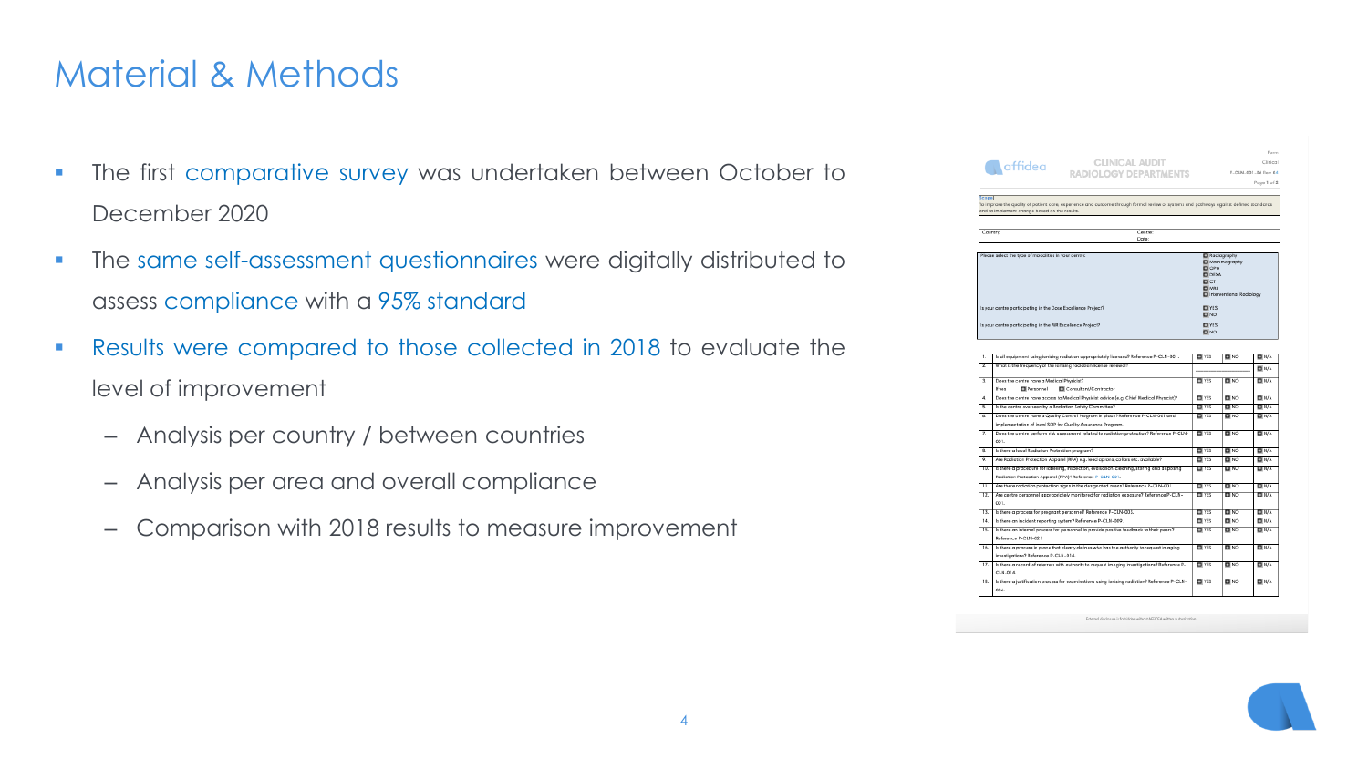# Material & Methods

- The first comparative survey was undertaken between October to December 2020
- The same self-assessment questionnaires were digitally distributed to assess compliance with a 95% standard
- Results were compared to those collected in 2018 to evaluate the level of improvement
  - Analysis per country / between countries
  - Analysis per area and overall compliance
  - Comparison with 2018 results to measure improvement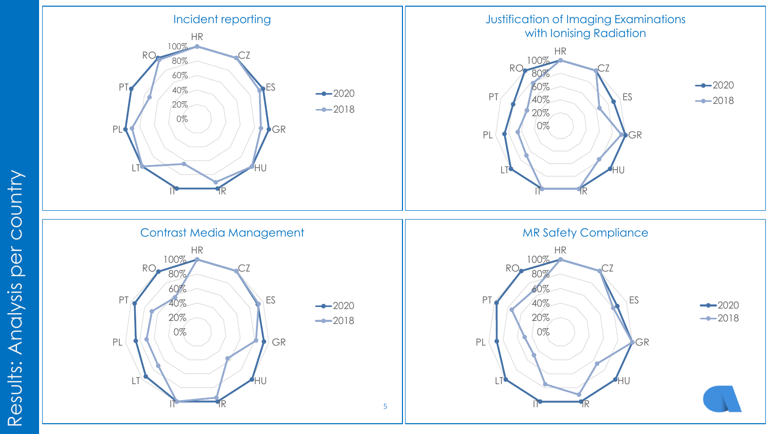# Results: Analysis per country

## Incident reporting

Axis: 0%, 20%, 40%, 60%, 80%, 100%

Countries: HR, CZ, ES, GR, HU, IR, IT, LT, PL, PT, RO

Legend: 2020, 2018

## Justification of Imaging Examinations with Ionising Radiation

Axis: 0%, 20%, 40%, 60%, 80%, 100%

Countries: HR, CZ, ES, GR, HU, IR, IT, LT, PL, PT, RO

Legend: 2020, 2018

## Contrast Media Management

Axis: 0%, 20%, 40%, 60%, 80%, 100%

Countries: HR, CZ, ES, GR, HU, IR, IT, LT, PL, PT, RO

Legend: 2020, 2018

## MR Safety Compliance

Axis: 0%, 20%, 40%, 60%, 80%, 100%

Countries: HR, CZ, ES, GR, HU, IR, IT, LT, PL, PT, RO

Legend: 2020, 2018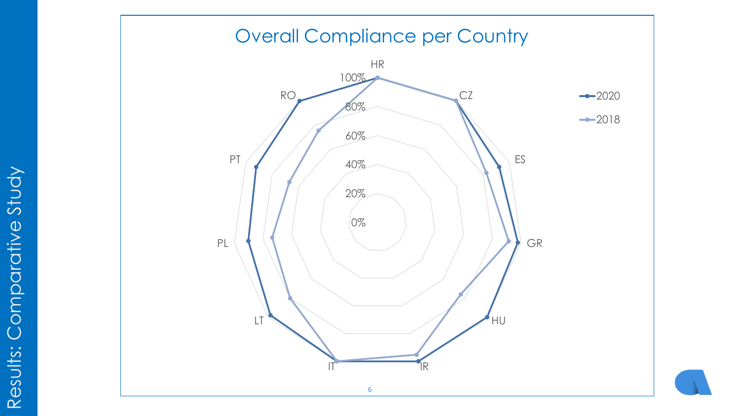# Results: Comparative Study

## Overall Compliance per Country

HR, CZ, ES, GR, HU, IR, IT, LT, PL, PT, RO

100%, 80%, 60%, 40%, 20%, 0%

2020

2018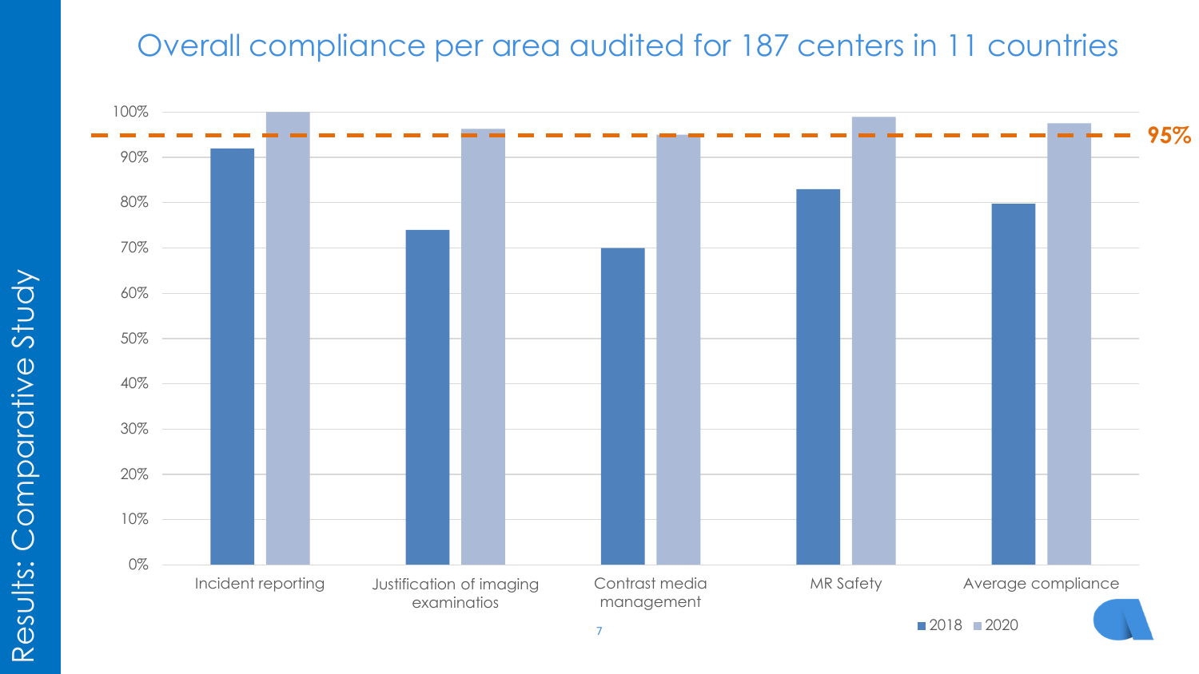# Results: Comparative Study

## Overall compliance per area audited for 187 centers in 11 countries

| Area | 2018 | 2020 |
|---|---|---|
| Incident reporting | ~92% | ~100% |
| Justification of imaging examinatios | ~74% | ~96% |
| Contrast media management | ~70% | ~95% |
| MR Safety | ~83% | ~99% |
| Average compliance | ~80% | ~98% |

95% (target line)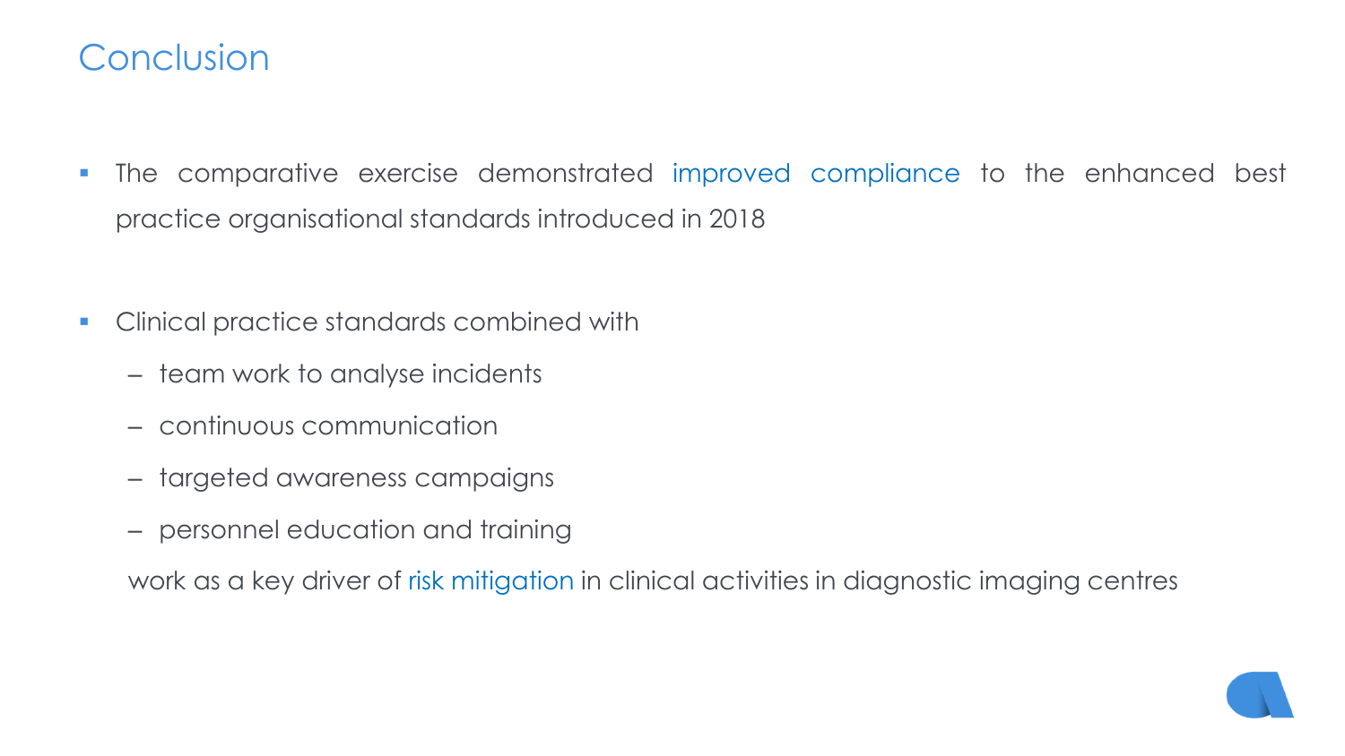# Conclusion

- The comparative exercise demonstrated improved compliance to the enhanced best practice organisational standards introduced in 2018

- Clinical practice standards combined with
  - team work to analyse incidents
  - continuous communication
  - targeted awareness campaigns
  - personnel education and training

  work as a key driver of risk mitigation in clinical activities in diagnostic imaging centres